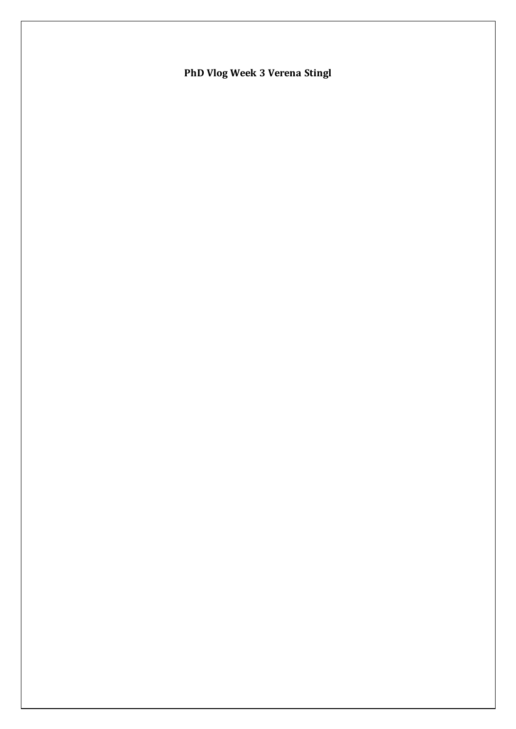# PhD Vlog Week 3 Verena Stingl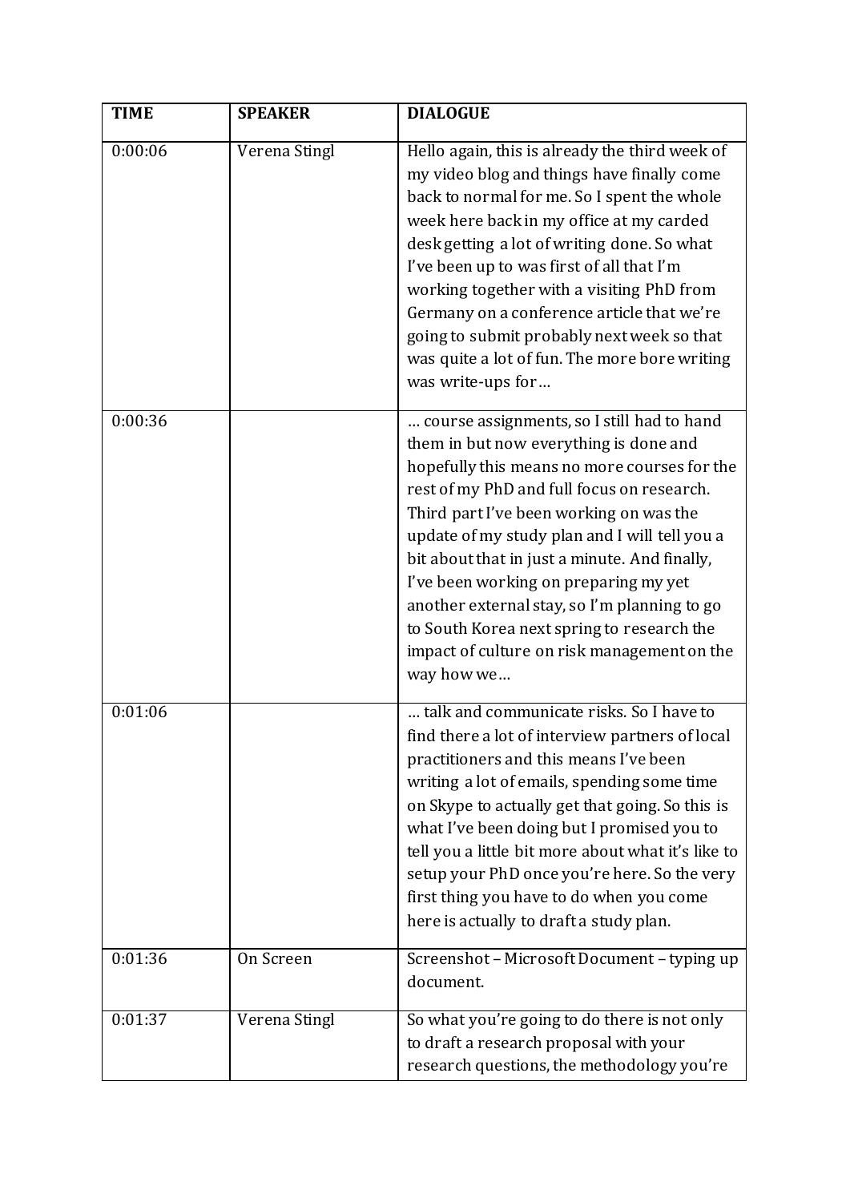| TIME | SPEAKER | DIALOGUE |
| --- | --- | --- |
| 0:00:06 | Verena Stingl | Hello again, this is already the third week of my video blog and things have finally come back to normal for me. So I spent the whole week here back in my office at my carded desk getting a lot of writing done. So what I've been up to was first of all that I'm working together with a visiting PhD from Germany on a conference article that we're going to submit probably next week so that was quite a lot of fun. The more bore writing was write-ups for… |
| 0:00:36 | | … course assignments, so I still had to hand them in but now everything is done and hopefully this means no more courses for the rest of my PhD and full focus on research. Third part I've been working on was the update of my study plan and I will tell you a bit about that in just a minute. And finally, I've been working on preparing my yet another external stay, so I'm planning to go to South Korea next spring to research the impact of culture on risk management on the way how we… |
| 0:01:06 | | … talk and communicate risks. So I have to find there a lot of interview partners of local practitioners and this means I've been writing a lot of emails, spending some time on Skype to actually get that going. So this is what I've been doing but I promised you to tell you a little bit more about what it's like to setup your PhD once you're here. So the very first thing you have to do when you come here is actually to draft a study plan. |
| 0:01:36 | On Screen | Screenshot – Microsoft Document – typing up document. |
| 0:01:37 | Verena Stingl | So what you're going to do there is not only to draft a research proposal with your research questions, the methodology you're |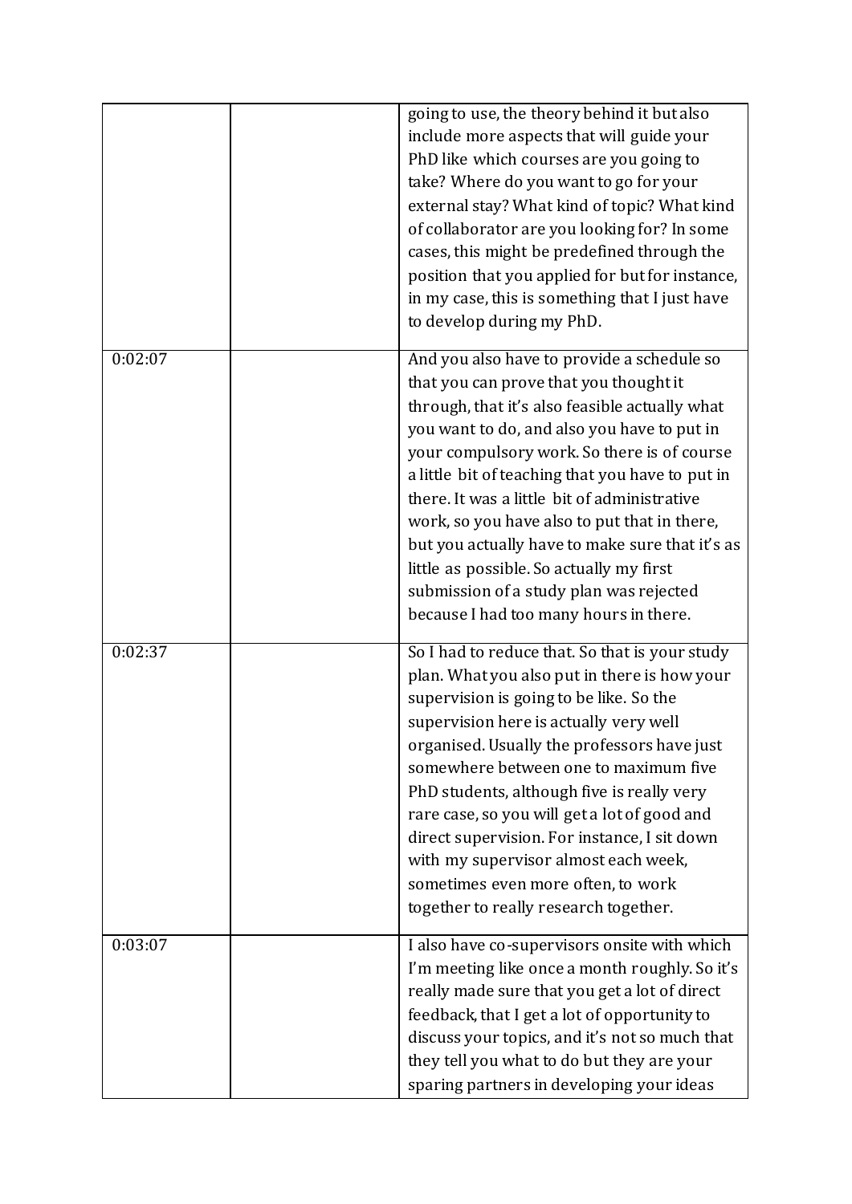| | | |
|---|---|---|
| | | going to use, the theory behind it but also include more aspects that will guide your PhD like which courses are you going to take? Where do you want to go for your external stay? What kind of topic? What kind of collaborator are you looking for? In some cases, this might be predefined through the position that you applied for but for instance, in my case, this is something that I just have to develop during my PhD. |
| 0:02:07 | | And you also have to provide a schedule so that you can prove that you thought it through, that it's also feasible actually what you want to do, and also you have to put in your compulsory work. So there is of course a little bit of teaching that you have to put in there. It was a little bit of administrative work, so you have also to put that in there, but you actually have to make sure that it's as little as possible. So actually my first submission of a study plan was rejected because I had too many hours in there. |
| 0:02:37 | | So I had to reduce that. So that is your study plan. What you also put in there is how your supervision is going to be like. So the supervision here is actually very well organised. Usually the professors have just somewhere between one to maximum five PhD students, although five is really very rare case, so you will get a lot of good and direct supervision. For instance, I sit down with my supervisor almost each week, sometimes even more often, to work together to really research together. |
| 0:03:07 | | I also have co-supervisors onsite with which I'm meeting like once a month roughly. So it's really made sure that you get a lot of direct feedback, that I get a lot of opportunity to discuss your topics, and it's not so much that they tell you what to do but they are your sparing partners in developing your ideas |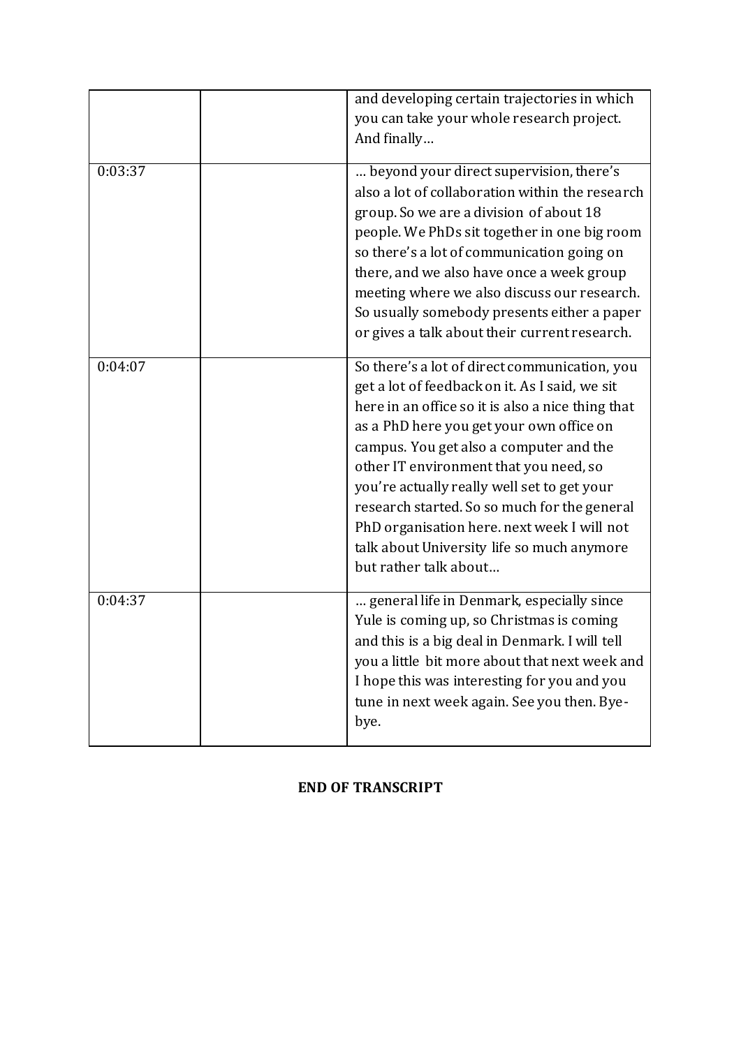| | | |
|---|---|---|
| | | and developing certain trajectories in which you can take your whole research project. And finally… |
| 0:03:37 | | … beyond your direct supervision, there's also a lot of collaboration within the research group. So we are a division of about 18 people. We PhDs sit together in one big room so there's a lot of communication going on there, and we also have once a week group meeting where we also discuss our research. So usually somebody presents either a paper or gives a talk about their current research. |
| 0:04:07 | | So there's a lot of direct communication, you get a lot of feedback on it. As I said, we sit here in an office so it is also a nice thing that as a PhD here you get your own office on campus. You get also a computer and the other IT environment that you need, so you're actually really well set to get your research started. So so much for the general PhD organisation here. next week I will not talk about University life so much anymore but rather talk about… |
| 0:04:37 | | … general life in Denmark, especially since Yule is coming up, so Christmas is coming and this is a big deal in Denmark. I will tell you a little bit more about that next week and I hope this was interesting for you and you tune in next week again. See you then. Bye-bye. |

**END OF TRANSCRIPT**